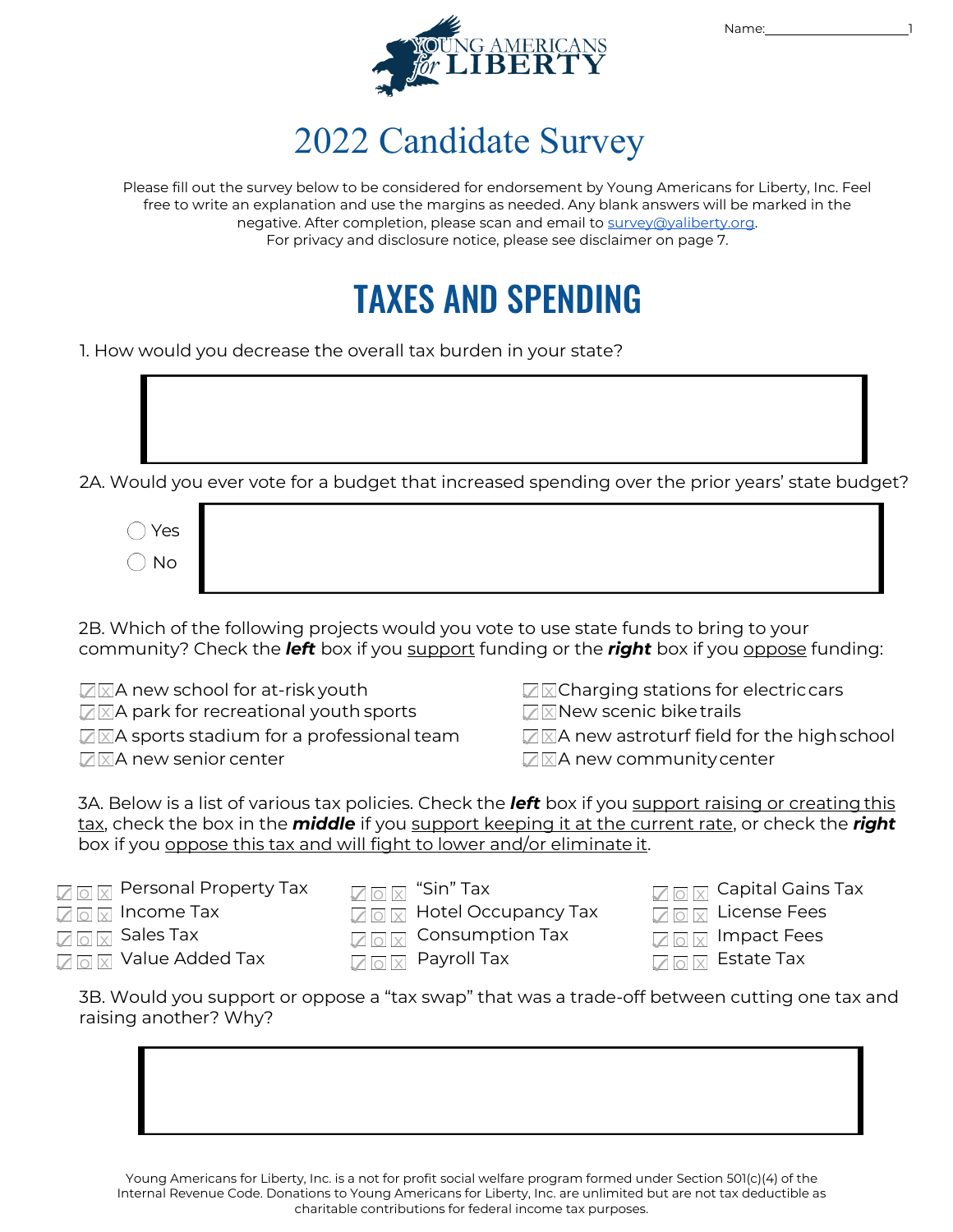Name:____________________

YOUNG AMERICANS for LIBERTY

# 2022 Candidate Survey

Please fill out the survey below to be considered for endorsement by Young Americans for Liberty, Inc. Feel free to write an explanation and use the margins as needed. Any blank answers will be marked in the negative. After completion, please scan and email to survey@yaliberty.org.
For privacy and disclosure notice, please see disclaimer on page 7.

## TAXES AND SPENDING

1. How would you decrease the overall tax burden in your state?

2A. Would you ever vote for a budget that increased spending over the prior years' state budget?

- ◯ Yes
- ◯ No

2B. Which of the following projects would you vote to use state funds to bring to your community? Check the ***left*** box if you <u>support</u> funding or the ***right*** box if you <u>oppose</u> funding:

- ☐ ☐ A new school for at-risk youth
- ☐ ☐ A park for recreational youth sports
- ☐ ☐ A sports stadium for a professional team
- ☐ ☐ A new senior center
- ☐ ☐ Charging stations for electric cars
- ☐ ☐ New scenic bike trails
- ☐ ☐ A new astroturf field for the high school
- ☐ ☐ A new community center

3A. Below is a list of various tax policies. Check the ***left*** box if you <u>support raising or creating this tax</u>, check the box in the ***middle*** if you <u>support keeping it at the current rate</u>, or check the ***right*** box if you <u>oppose this tax and will fight to lower and/or eliminate it</u>.

- ☐ ☐ ☐ Personal Property Tax
- ☐ ☐ ☐ Income Tax
- ☐ ☐ ☐ Sales Tax
- ☐ ☐ ☐ Value Added Tax
- ☐ ☐ ☐ "Sin" Tax
- ☐ ☐ ☐ Hotel Occupancy Tax
- ☐ ☐ ☐ Consumption Tax
- ☐ ☐ ☐ Payroll Tax
- ☐ ☐ ☐ Capital Gains Tax
- ☐ ☐ ☐ License Fees
- ☐ ☐ ☐ Impact Fees
- ☐ ☐ ☐ Estate Tax

3B. Would you support or oppose a "tax swap" that was a trade-off between cutting one tax and raising another? Why?

Young Americans for Liberty, Inc. is a not for profit social welfare program formed under Section 501(c)(4) of the Internal Revenue Code. Donations to Young Americans for Liberty, Inc. are unlimited but are not tax deductible as charitable contributions for federal income tax purposes.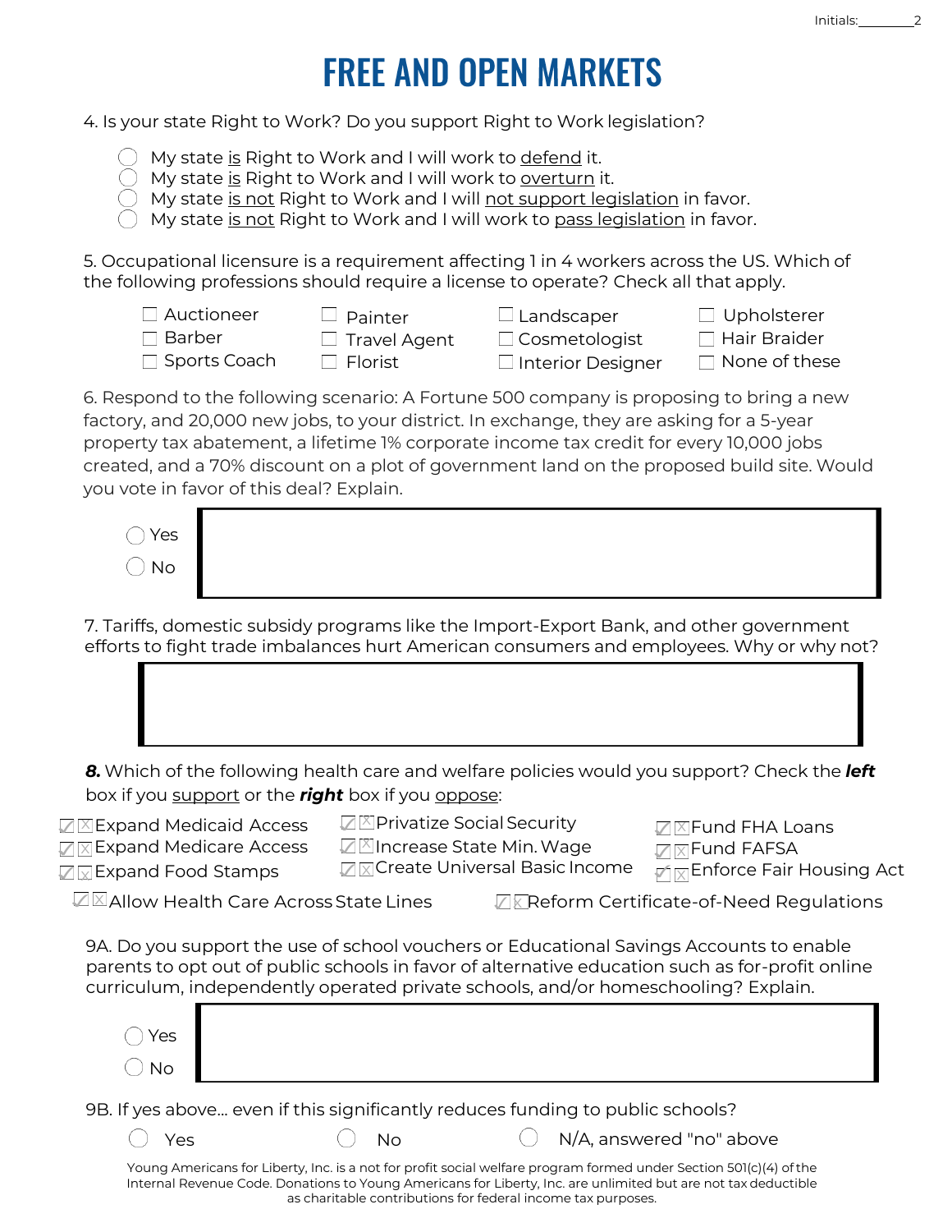# FREE AND OPEN MARKETS

4. Is your state Right to Work? Do you support Right to Work legislation?

- ◯ My state is Right to Work and I will work to defend it.
- ◯ My state is Right to Work and I will work to overturn it.
- ◯ My state is not Right to Work and I will not support legislation in favor.
- ◯ My state is not Right to Work and I will work to pass legislation in favor.

5. Occupational licensure is a requirement affecting 1 in 4 workers across the US. Which of the following professions should require a license to operate? Check all that apply.

- ☐ Auctioneer
- ☐ Barber
- ☐ Sports Coach
- ☐ Painter
- ☐ Travel Agent
- ☐ Florist
- ☐ Landscaper
- ☐ Cosmetologist
- ☐ Interior Designer
- ☐ Upholsterer
- ☐ Hair Braider
- ☐ None of these

6. Respond to the following scenario: A Fortune 500 company is proposing to bring a new factory, and 20,000 new jobs, to your district. In exchange, they are asking for a 5-year property tax abatement, a lifetime 1% corporate income tax credit for every 10,000 jobs created, and a 70% discount on a plot of government land on the proposed build site. Would you vote in favor of this deal? Explain.

- ◯ Yes
- ◯ No

7. Tariffs, domestic subsidy programs like the Import-Export Bank, and other government efforts to fight trade imbalances hurt American consumers and employees. Why or why not?

**8.** Which of the following health care and welfare policies would you support? Check the ***left*** box if you support or the ***right*** box if you oppose:

- ☐☐ Expand Medicaid Access
- ☐☐ Expand Medicare Access
- ☐☐ Expand Food Stamps
- ☐☐ Privatize Social Security
- ☐☐ Increase State Min. Wage
- ☐☐ Create Universal Basic Income
- ☐☐ Fund FHA Loans
- ☐☐ Fund FAFSA
- ☐☐ Enforce Fair Housing Act
- ☐☐ Allow Health Care Across State Lines
- ☐☐ Reform Certificate-of-Need Regulations

9A. Do you support the use of school vouchers or Educational Savings Accounts to enable parents to opt out of public schools in favor of alternative education such as for-profit online curriculum, independently operated private schools, and/or homeschooling? Explain.

- ◯ Yes
- ◯ No

9B. If yes above... even if this significantly reduces funding to public schools?

- ◯ Yes
- ◯ No
- ◯ N/A, answered "no" above

Young Americans for Liberty, Inc. is a not for profit social welfare program formed under Section 501(c)(4) of the Internal Revenue Code. Donations to Young Americans for Liberty, Inc. are unlimited but are not tax deductible as charitable contributions for federal income tax purposes.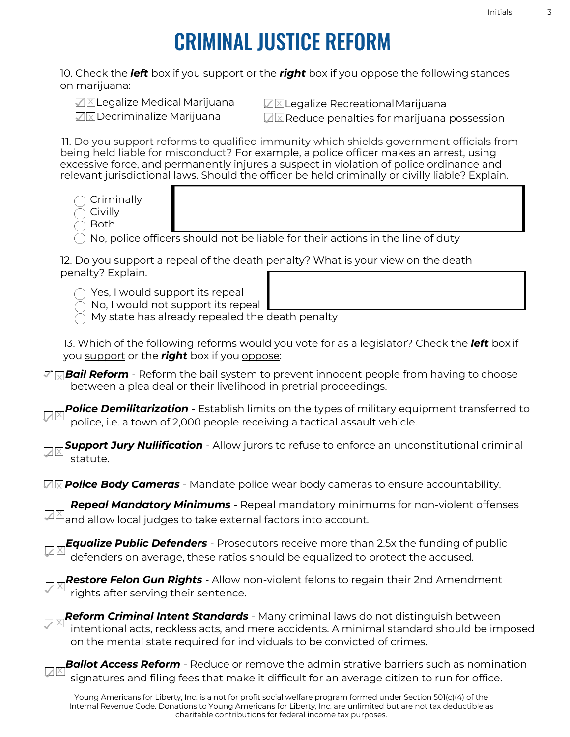# CRIMINAL JUSTICE REFORM

10. Check the ***left*** box if you <u>support</u> or the ***right*** box if you <u>oppose</u> the following stances on marijuana:

- ☐ ☐ Legalize Medical Marijuana
- ☐ ☐ Decriminalize Marijuana
- ☐ ☐ Legalize Recreational Marijuana
- ☐ ☐ Reduce penalties for marijuana possession

11. Do you support reforms to qualified immunity which shields government officials from being held liable for misconduct? For example, a police officer makes an arrest, using excessive force, and permanently injures a suspect in violation of police ordinance and relevant jurisdictional laws. Should the officer be held criminally or civilly liable? Explain.

- ◯ Criminally
- ◯ Civilly
- ◯ Both
- ◯ No, police officers should not be liable for their actions in the line of duty

12. Do you support a repeal of the death penalty? What is your view on the death penalty? Explain.

- ◯ Yes, I would support its repeal
- ◯ No, I would not support its repeal
- ◯ My state has already repealed the death penalty

13. Which of the following reforms would you vote for as a legislator? Check the ***left*** box if you <u>support</u> or the ***right*** box if you <u>oppose</u>:

- ☐ ☐ ***Bail Reform*** - Reform the bail system to prevent innocent people from having to choose between a plea deal or their livelihood in pretrial proceedings.
- ☐ ☐ ***Police Demilitarization*** - Establish limits on the types of military equipment transferred to police, i.e. a town of 2,000 people receiving a tactical assault vehicle.
- ☐ ☐ ***Support Jury Nullification*** - Allow jurors to refuse to enforce an unconstitutional criminal statute.
- ☐ ☐ ***Police Body Cameras*** - Mandate police wear body cameras to ensure accountability.
- ☐ ☐ ***Repeal Mandatory Minimums*** - Repeal mandatory minimums for non-violent offenses and allow local judges to take external factors into account.
- ☐ ☐ ***Equalize Public Defenders*** - Prosecutors receive more than 2.5x the funding of public defenders on average, these ratios should be equalized to protect the accused.
- ☐ ☐ ***Restore Felon Gun Rights*** - Allow non-violent felons to regain their 2nd Amendment rights after serving their sentence.
- ☐ ☐ ***Reform Criminal Intent Standards*** - Many criminal laws do not distinguish between intentional acts, reckless acts, and mere accidents. A minimal standard should be imposed on the mental state required for individuals to be convicted of crimes.
- ☐ ☐ ***Ballot Access Reform*** - Reduce or remove the administrative barriers such as nomination signatures and filing fees that make it difficult for an average citizen to run for office.

Young Americans for Liberty, Inc. is a not for profit social welfare program formed under Section 501(c)(4) of the Internal Revenue Code. Donations to Young Americans for Liberty, Inc. are unlimited but are not tax deductible as charitable contributions for federal income tax purposes.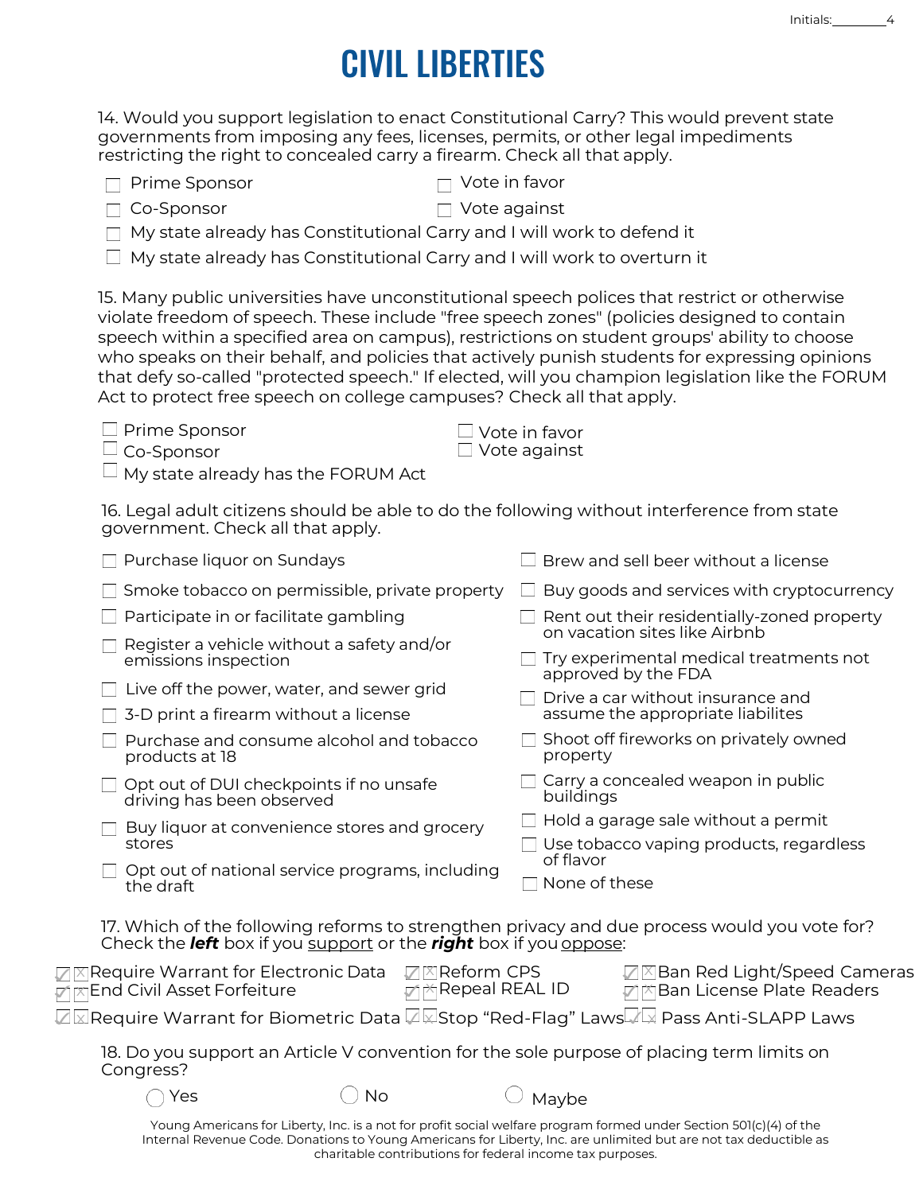# CIVIL LIBERTIES

14. Would you support legislation to enact Constitutional Carry? This would prevent state governments from imposing any fees, licenses, permits, or other legal impediments restricting the right to concealed carry a firearm. Check all that apply.

- ☐ Prime Sponsor
- ☐ Vote in favor
- ☐ Co-Sponsor
- ☐ Vote against
- ☐ My state already has Constitutional Carry and I will work to defend it
- ☐ My state already has Constitutional Carry and I will work to overturn it

15. Many public universities have unconstitutional speech polices that restrict or otherwise violate freedom of speech. These include "free speech zones" (policies designed to contain speech within a specified area on campus), restrictions on student groups' ability to choose who speaks on their behalf, and policies that actively punish students for expressing opinions that defy so-called "protected speech." If elected, will you champion legislation like the FORUM Act to protect free speech on college campuses? Check all that apply.

- ☐ Prime Sponsor
- ☐ Vote in favor
- ☐ Co-Sponsor
- ☐ Vote against
- ☐ My state already has the FORUM Act

16. Legal adult citizens should be able to do the following without interference from state government. Check all that apply.

- ☐ Purchase liquor on Sundays
- ☐ Smoke tobacco on permissible, private property
- ☐ Participate in or facilitate gambling
- ☐ Register a vehicle without a safety and/or emissions inspection
- ☐ Live off the power, water, and sewer grid
- ☐ 3-D print a firearm without a license
- ☐ Purchase and consume alcohol and tobacco products at 18
- ☐ Opt out of DUI checkpoints if no unsafe driving has been observed
- ☐ Buy liquor at convenience stores and grocery stores
- ☐ Opt out of national service programs, including the draft
- ☐ Brew and sell beer without a license
- ☐ Buy goods and services with cryptocurrency
- ☐ Rent out their residentially-zoned property on vacation sites like Airbnb
- ☐ Try experimental medical treatments not approved by the FDA
- ☐ Drive a car without insurance and assume the appropriate liabilites
- ☐ Shoot off fireworks on privately owned property
- ☐ Carry a concealed weapon in public buildings
- ☐ Hold a garage sale without a permit
- ☐ Use tobacco vaping products, regardless of flavor
- ☐ None of these

17. Which of the following reforms to strengthen privacy and due process would you vote for? Check the ***left*** box if you support or the ***right*** box if you oppose:

- ☐ ☐ Require Warrant for Electronic Data
- ☐ ☐ End Civil Asset Forfeiture
- ☐ ☐ Require Warrant for Biometric Data
- ☐ ☐ Reform CPS
- ☐ ☐ Repeal REAL ID
- ☐ ☐ Stop "Red-Flag" Laws
- ☐ ☐ Ban Red Light/Speed Cameras
- ☐ ☐ Ban License Plate Readers
- ☐ ☐ Pass Anti-SLAPP Laws

18. Do you support an Article V convention for the sole purpose of placing term limits on Congress?

- ◯ Yes
- ◯ No
- ◯ Maybe

Young Americans for Liberty, Inc. is a not for profit social welfare program formed under Section 501(c)(4) of the Internal Revenue Code. Donations to Young Americans for Liberty, Inc. are unlimited but are not tax deductible as charitable contributions for federal income tax purposes.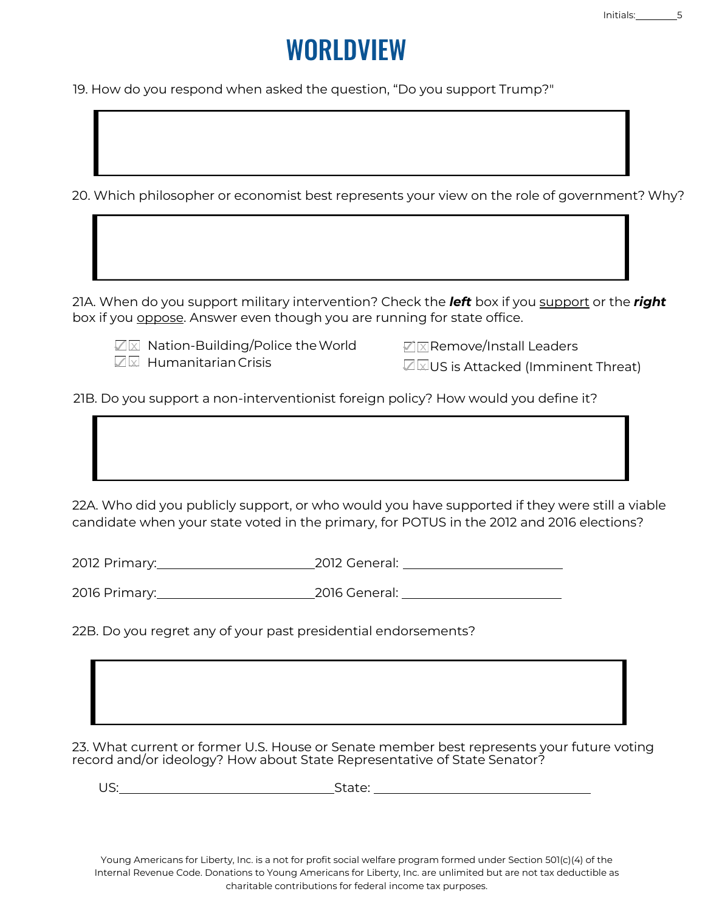# WORLDVIEW

19. How do you respond when asked the question, "Do you support Trump?"

20. Which philosopher or economist best represents your view on the role of government? Why?

21A. When do you support military intervention? Check the ***left*** box if you <u>support</u> or the ***right*** box if you <u>oppose</u>. Answer even though you are running for state office.

- ☐ ☐ Nation-Building/Police the World
- ☐ ☐ Humanitarian Crisis
- ☐ ☐ Remove/Install Leaders
- ☐ ☐ US is Attacked (Imminent Threat)

21B. Do you support a non-interventionist foreign policy? How would you define it?

22A. Who did you publicly support, or who would you have supported if they were still a viable candidate when your state voted in the primary, for POTUS in the 2012 and 2016 elections?

2012 Primary:________________________ 2012 General: ________________________

2016 Primary:________________________ 2016 General: ________________________

22B. Do you regret any of your past presidential endorsements?

23. What current or former U.S. House or Senate member best represents your future voting record and/or ideology? How about State Representative of State Senator?

US:________________________________ State: ________________________________

Young Americans for Liberty, Inc. is a not for profit social welfare program formed under Section 501(c)(4) of the Internal Revenue Code. Donations to Young Americans for Liberty, Inc. are unlimited but are not tax deductible as charitable contributions for federal income tax purposes.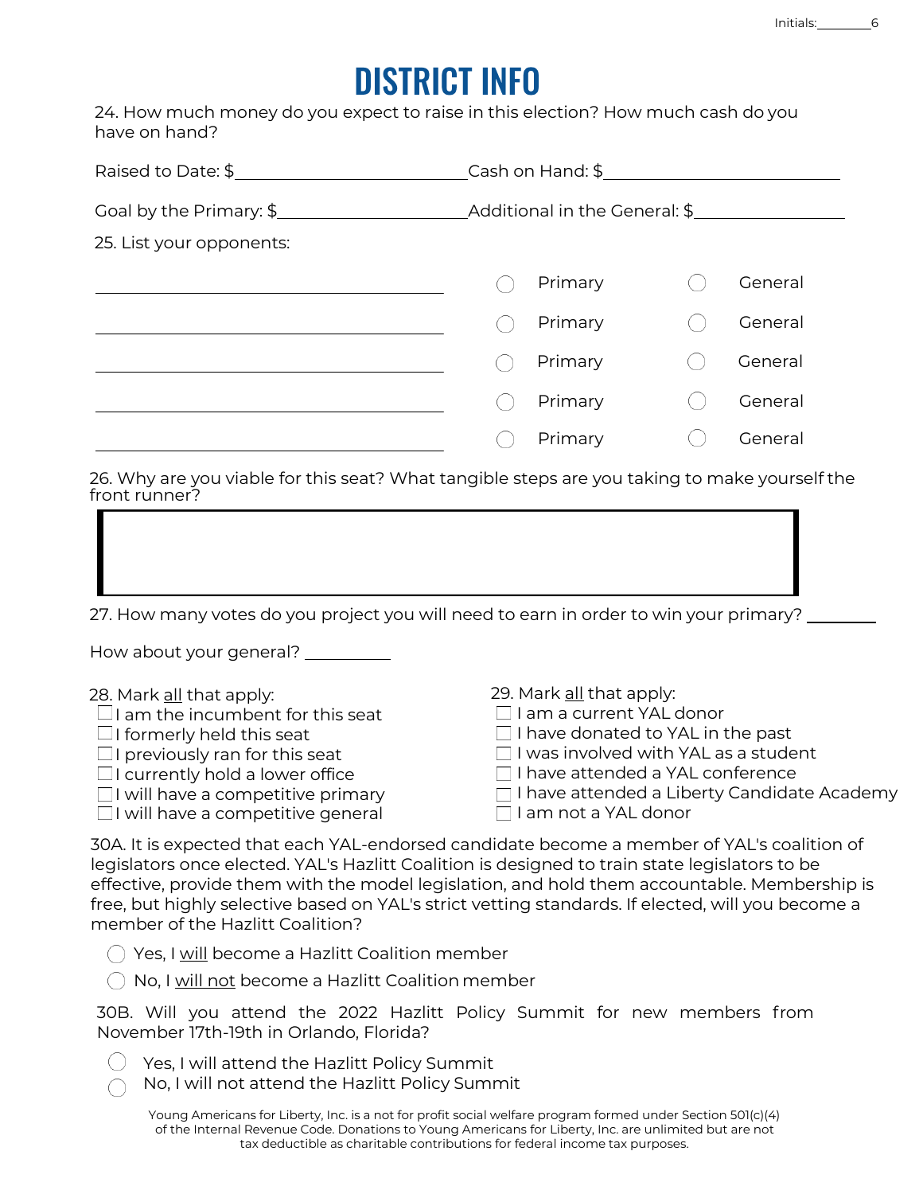# DISTRICT INFO

24. How much money do you expect to raise in this election? How much cash do you have on hand?

Raised to Date: $________________ Cash on Hand: $________________

Goal by the Primary: $________________ Additional in the General: $________________

25. List your opponents:

| | | |
|---|---|---|
| ________________ | ◯ Primary | ◯ General |
| ________________ | ◯ Primary | ◯ General |
| ________________ | ◯ Primary | ◯ General |
| ________________ | ◯ Primary | ◯ General |
| ________________ | ◯ Primary | ◯ General |

26. Why are you viable for this seat? What tangible steps are you taking to make yourself the front runner?

27. How many votes do you project you will need to earn in order to win your primary? ________

How about your general? ________

28. Mark all that apply:

- ☐ I am the incumbent for this seat
- ☐ I formerly held this seat
- ☐ I previously ran for this seat
- ☐ I currently hold a lower office
- ☐ I will have a competitive primary
- ☐ I will have a competitive general

29. Mark all that apply:

- ☐ I am a current YAL donor
- ☐ I have donated to YAL in the past
- ☐ I was involved with YAL as a student
- ☐ I have attended a YAL conference
- ☐ I have attended a Liberty Candidate Academy
- ☐ I am not a YAL donor

30A. It is expected that each YAL-endorsed candidate become a member of YAL's coalition of legislators once elected. YAL's Hazlitt Coalition is designed to train state legislators to be effective, provide them with the model legislation, and hold them accountable. Membership is free, but highly selective based on YAL's strict vetting standards. If elected, will you become a member of the Hazlitt Coalition?

- ◯ Yes, I will become a Hazlitt Coalition member
- ◯ No, I will not become a Hazlitt Coalition member

30B. Will you attend the 2022 Hazlitt Policy Summit for new members from November 17th-19th in Orlando, Florida?

- ◯ Yes, I will attend the Hazlitt Policy Summit
- ◯ No, I will not attend the Hazlitt Policy Summit

Young Americans for Liberty, Inc. is a not for profit social welfare program formed under Section 501(c)(4) of the Internal Revenue Code. Donations to Young Americans for Liberty, Inc. are unlimited but are not tax deductible as charitable contributions for federal income tax purposes.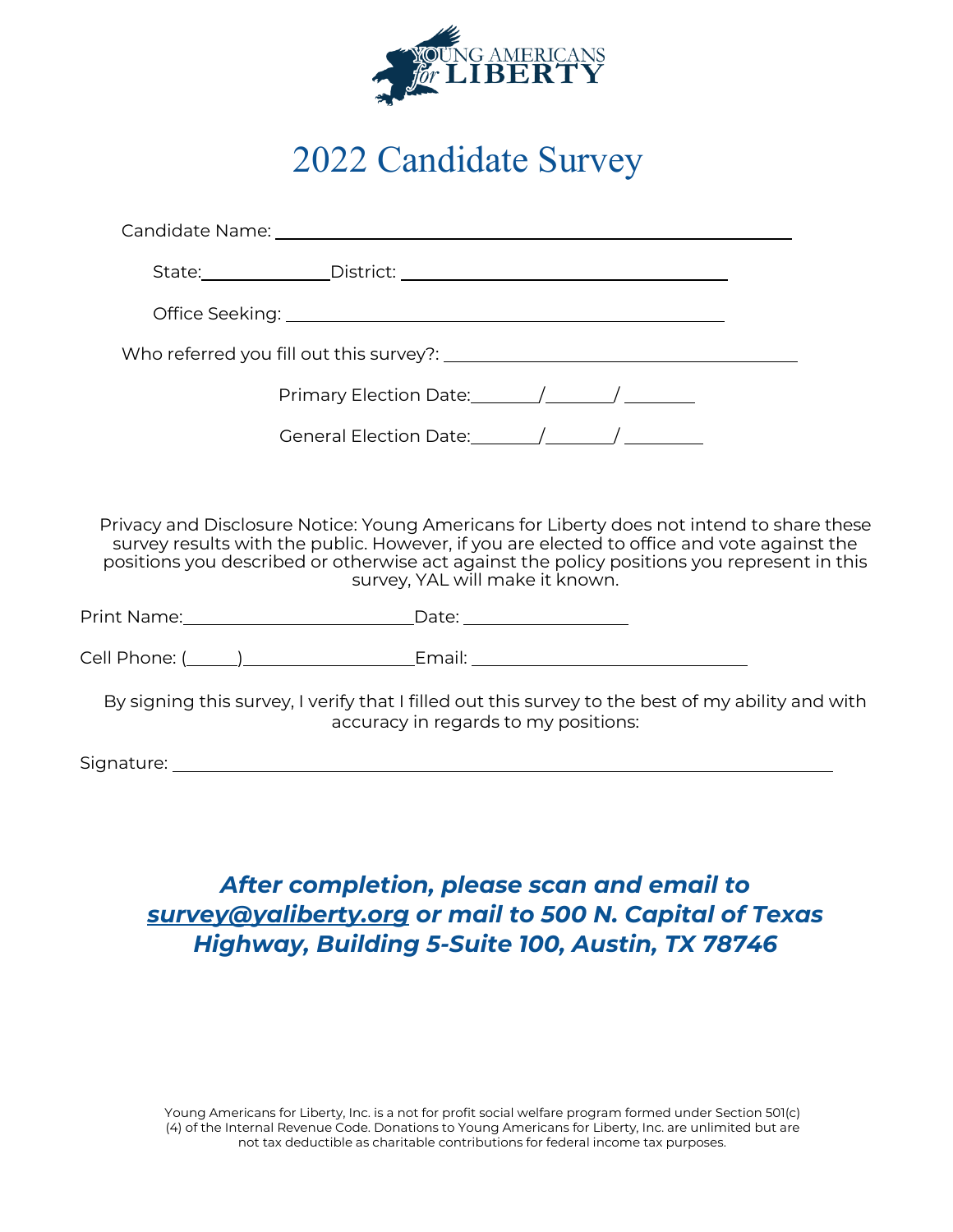YOUNG AMERICANS for LIBERTY

# 2022 Candidate Survey

Candidate Name: ______________________________________________

State: ____________ District: ______________________________

Office Seeking: ______________________________________

Who referred you fill out this survey?: ______________________________

Primary Election Date: _____/_____/ ______

General Election Date: _____/_____/ ______

Privacy and Disclosure Notice: Young Americans for Liberty does not intend to share these survey results with the public. However, if you are elected to office and vote against the positions you described or otherwise act against the policy positions you represent in this survey, YAL will make it known.

Print Name: ____________________ Date: ______________

Cell Phone: (_____) _______________ Email: ________________________

By signing this survey, I verify that I filled out this survey to the best of my ability and with accuracy in regards to my positions:

Signature: ____________________________________________________________

***After completion, please scan and email to survey@yaliberty.org or mail to 500 N. Capital of Texas Highway, Building 5-Suite 100, Austin, TX 78746***

Young Americans for Liberty, Inc. is a not for profit social welfare program formed under Section 501(c)(4) of the Internal Revenue Code. Donations to Young Americans for Liberty, Inc. are unlimited but are not tax deductible as charitable contributions for federal income tax purposes.